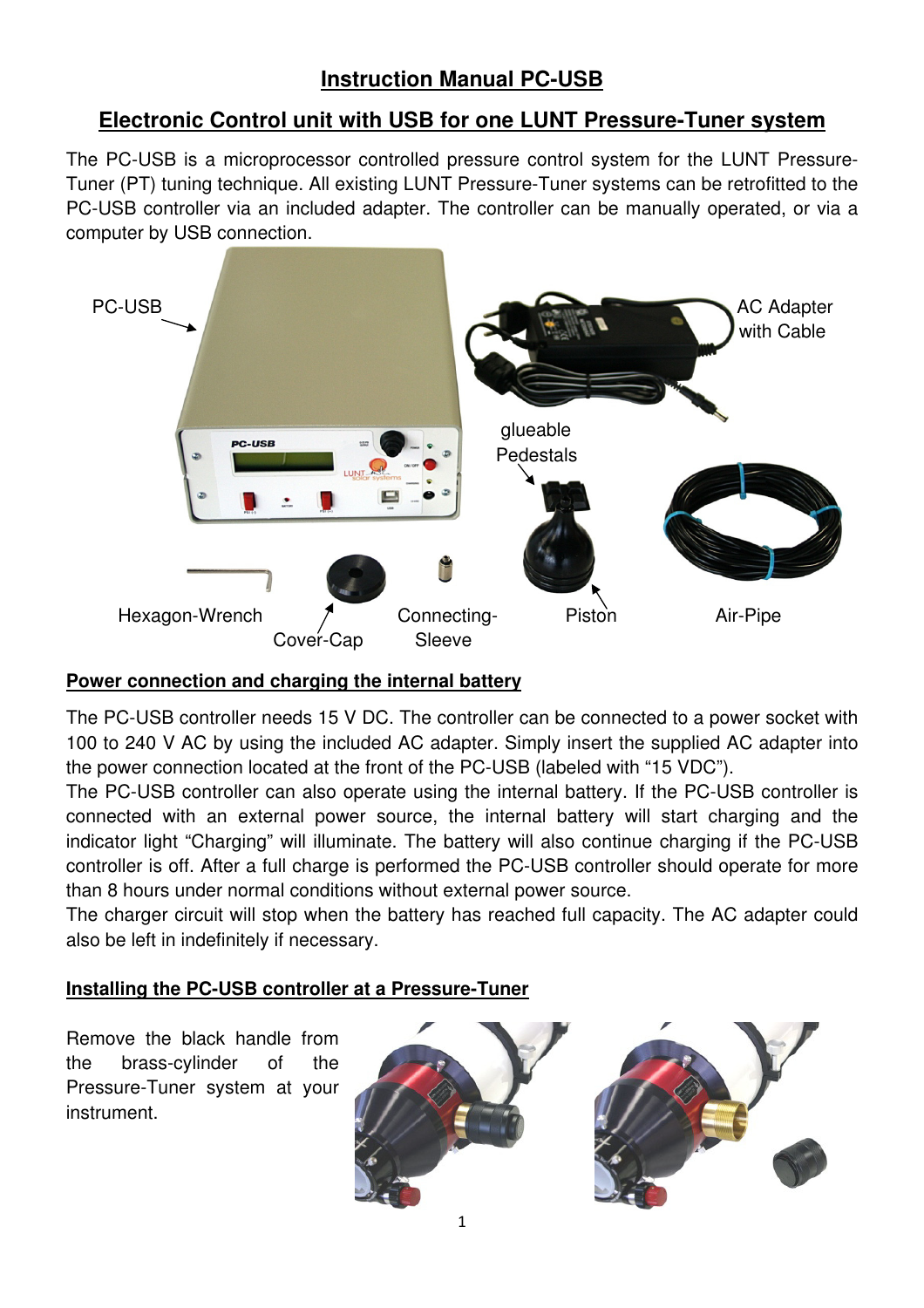# Instruction Manual PC-USB

## Electronic Control unit with USB for one LUNT Pressure-Tuner system

The PC-USB is a microprocessor controlled pressure control system for the LUNT Pressure-Tuner (PT) tuning technique. All existing LUNT Pressure-Tuner systems can be retrofitted to the PC-USB controller via an included adapter. The controller can be manually operated, or via a computer by USB connection.

PC-USB

AC Adapter with Cable

glueable Pedestals

Hexagon-Wrench

Cover-Cap

Connecting-Sleeve

Piston

Air-Pipe

### Power connection and charging the internal battery

The PC-USB controller needs 15 V DC. The controller can be connected to a power socket with 100 to 240 V AC by using the included AC adapter. Simply insert the supplied AC adapter into the power connection located at the front of the PC-USB (labeled with "15 VDC").

The PC-USB controller can also operate using the internal battery. If the PC-USB controller is connected with an external power source, the internal battery will start charging and the indicator light "Charging" will illuminate. The battery will also continue charging if the PC-USB controller is off. After a full charge is performed the PC-USB controller should operate for more than 8 hours under normal conditions without external power source.

The charger circuit will stop when the battery has reached full capacity. The AC adapter could also be left in indefinitely if necessary.

### Installing the PC-USB controller at a Pressure-Tuner

Remove the black handle from the brass-cylinder of the Pressure-Tuner system at your instrument.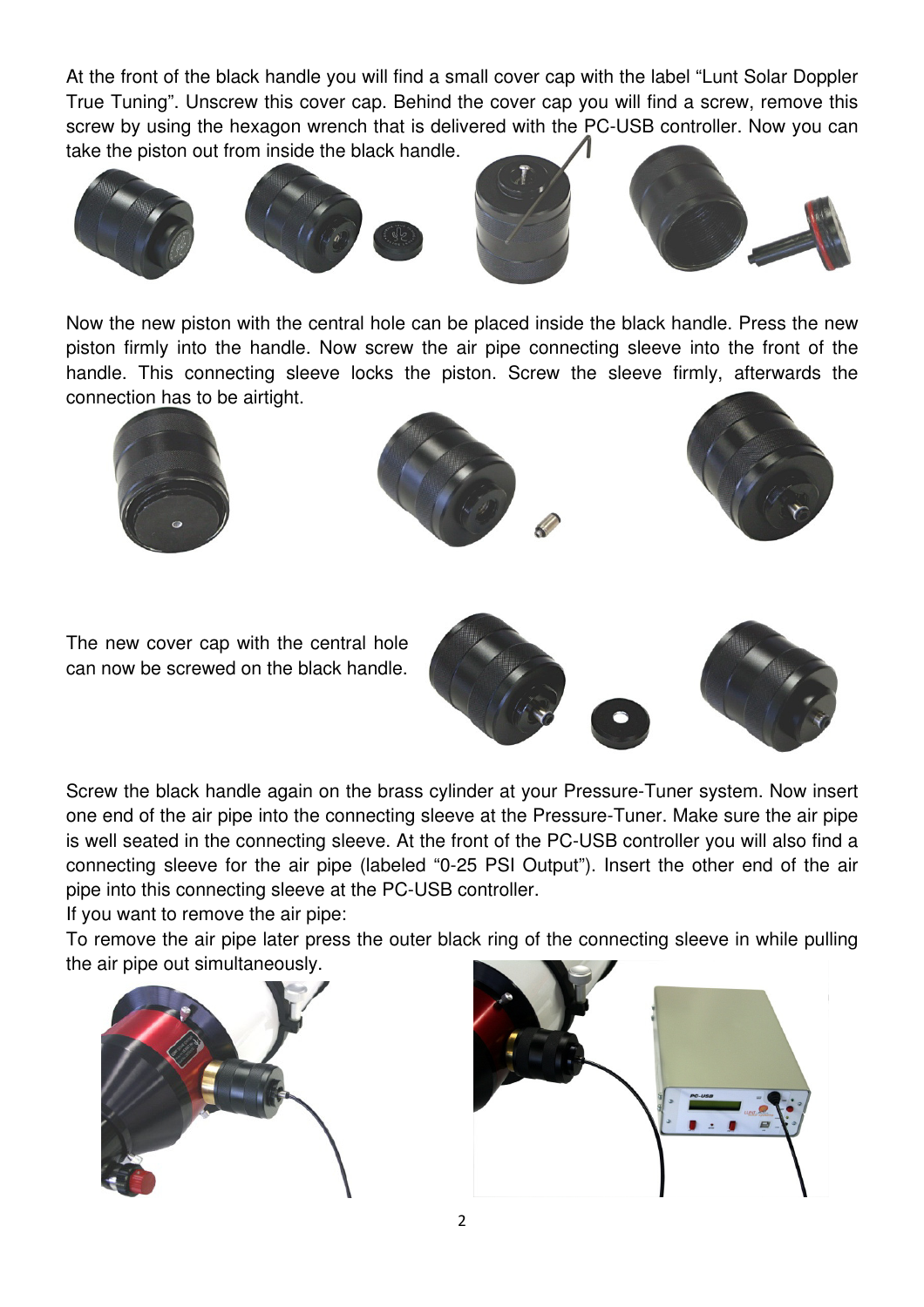At the front of the black handle you will find a small cover cap with the label "Lunt Solar Doppler True Tuning". Unscrew this cover cap. Behind the cover cap you will find a screw, remove this screw by using the hexagon wrench that is delivered with the PC-USB controller. Now you can take the piston out from inside the black handle.

Now the new piston with the central hole can be placed inside the black handle. Press the new piston firmly into the handle. Now screw the air pipe connecting sleeve into the front of the handle. This connecting sleeve locks the piston. Screw the sleeve firmly, afterwards the connection has to be airtight.

The new cover cap with the central hole can now be screwed on the black handle.

Screw the black handle again on the brass cylinder at your Pressure-Tuner system. Now insert one end of the air pipe into the connecting sleeve at the Pressure-Tuner. Make sure the air pipe is well seated in the connecting sleeve. At the front of the PC-USB controller you will also find a connecting sleeve for the air pipe (labeled "0-25 PSI Output"). Insert the other end of the air pipe into this connecting sleeve at the PC-USB controller.

If you want to remove the air pipe:

To remove the air pipe later press the outer black ring of the connecting sleeve in while pulling the air pipe out simultaneously.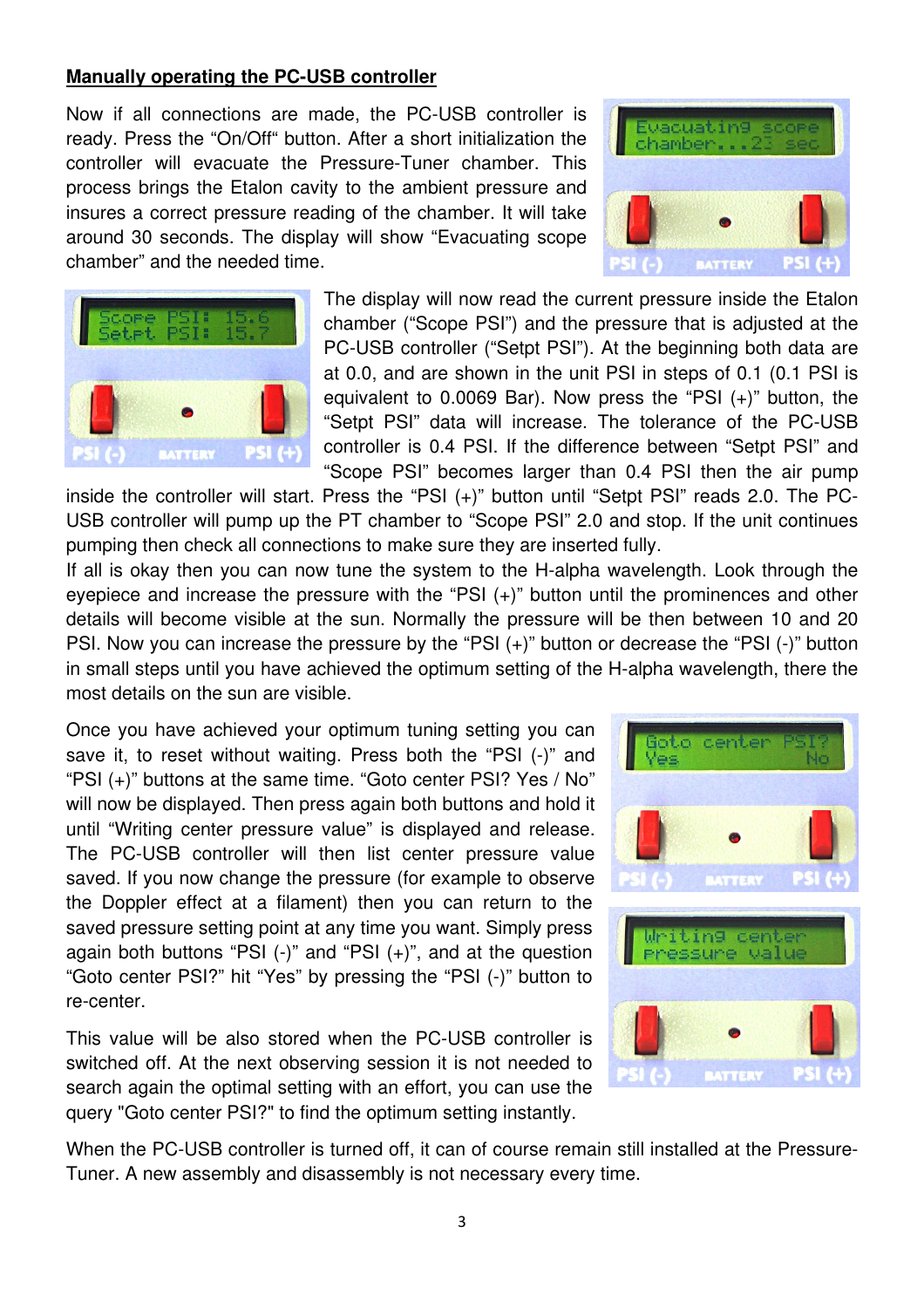**Manually operating the PC-USB controller**

Now if all connections are made, the PC-USB controller is ready. Press the "On/Off" button. After a short initialization the controller will evacuate the Pressure-Tuner chamber. This process brings the Etalon cavity to the ambient pressure and insures a correct pressure reading of the chamber. It will take around 30 seconds. The display will show "Evacuating scope chamber" and the needed time.

The display will now read the current pressure inside the Etalon chamber ("Scope PSI") and the pressure that is adjusted at the PC-USB controller ("Setpt PSI"). At the beginning both data are at 0.0, and are shown in the unit PSI in steps of 0.1 (0.1 PSI is equivalent to 0.0069 Bar). Now press the "PSI (+)" button, the "Setpt PSI" data will increase. The tolerance of the PC-USB controller is 0.4 PSI. If the difference between "Setpt PSI" and "Scope PSI" becomes larger than 0.4 PSI then the air pump inside the controller will start. Press the "PSI (+)" button until "Setpt PSI" reads 2.0. The PC-USB controller will pump up the PT chamber to "Scope PSI" 2.0 and stop. If the unit continues pumping then check all connections to make sure they are inserted fully.

If all is okay then you can now tune the system to the H-alpha wavelength. Look through the eyepiece and increase the pressure with the "PSI (+)" button until the prominences and other details will become visible at the sun. Normally the pressure will be then between 10 and 20 PSI. Now you can increase the pressure by the "PSI (+)" button or decrease the "PSI (-)" button in small steps until you have achieved the optimum setting of the H-alpha wavelength, there the most details on the sun are visible.

Once you have achieved your optimum tuning setting you can save it, to reset without waiting. Press both the "PSI (-)" and "PSI (+)" buttons at the same time. "Goto center PSI? Yes / No" will now be displayed. Then press again both buttons and hold it until "Writing center pressure value" is displayed and release. The PC-USB controller will then list center pressure value saved. If you now change the pressure (for example to observe the Doppler effect at a filament) then you can return to the saved pressure setting point at any time you want. Simply press again both buttons "PSI (-)" and "PSI (+)", and at the question "Goto center PSI?" hit "Yes" by pressing the "PSI (-)" button to re-center.

This value will be also stored when the PC-USB controller is switched off. At the next observing session it is not needed to search again the optimal setting with an effort, you can use the query "Goto center PSI?" to find the optimum setting instantly.

When the PC-USB controller is turned off, it can of course remain still installed at the Pressure-Tuner. A new assembly and disassembly is not necessary every time.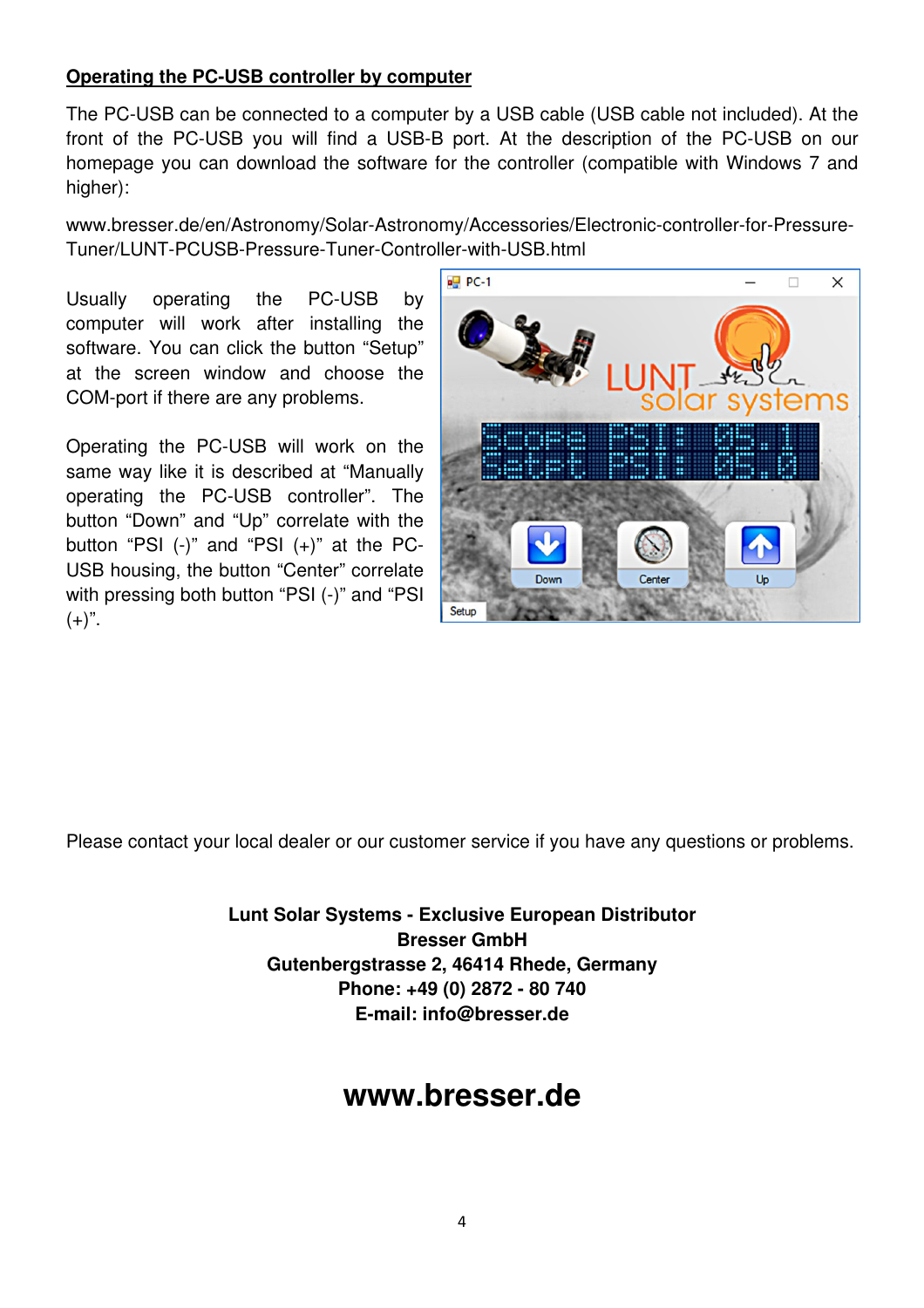**Operating the PC-USB controller by computer**

The PC-USB can be connected to a computer by a USB cable (USB cable not included). At the front of the PC-USB you will find a USB-B port. At the description of the PC-USB on our homepage you can download the software for the controller (compatible with Windows 7 and higher):

www.bresser.de/en/Astronomy/Solar-Astronomy/Accessories/Electronic-controller-for-Pressure-Tuner/LUNT-PCUSB-Pressure-Tuner-Controller-with-USB.html

Usually operating the PC-USB by computer will work after installing the software. You can click the button "Setup" at the screen window and choose the COM-port if there are any problems.

Operating the PC-USB will work on the same way like it is described at "Manually operating the PC-USB controller". The button "Down" and "Up" correlate with the button "PSI (-)" and "PSI (+)" at the PC-USB housing, the button "Center" correlate with pressing both button "PSI (-)" and "PSI (+)".

Please contact your local dealer or our customer service if you have any questions or problems.

**Lunt Solar Systems - Exclusive European Distributor**
**Bresser GmbH**
**Gutenbergstrasse 2, 46414 Rhede, Germany**
**Phone: +49 (0) 2872 - 80 740**
**E-mail: info@bresser.de**

# www.bresser.de